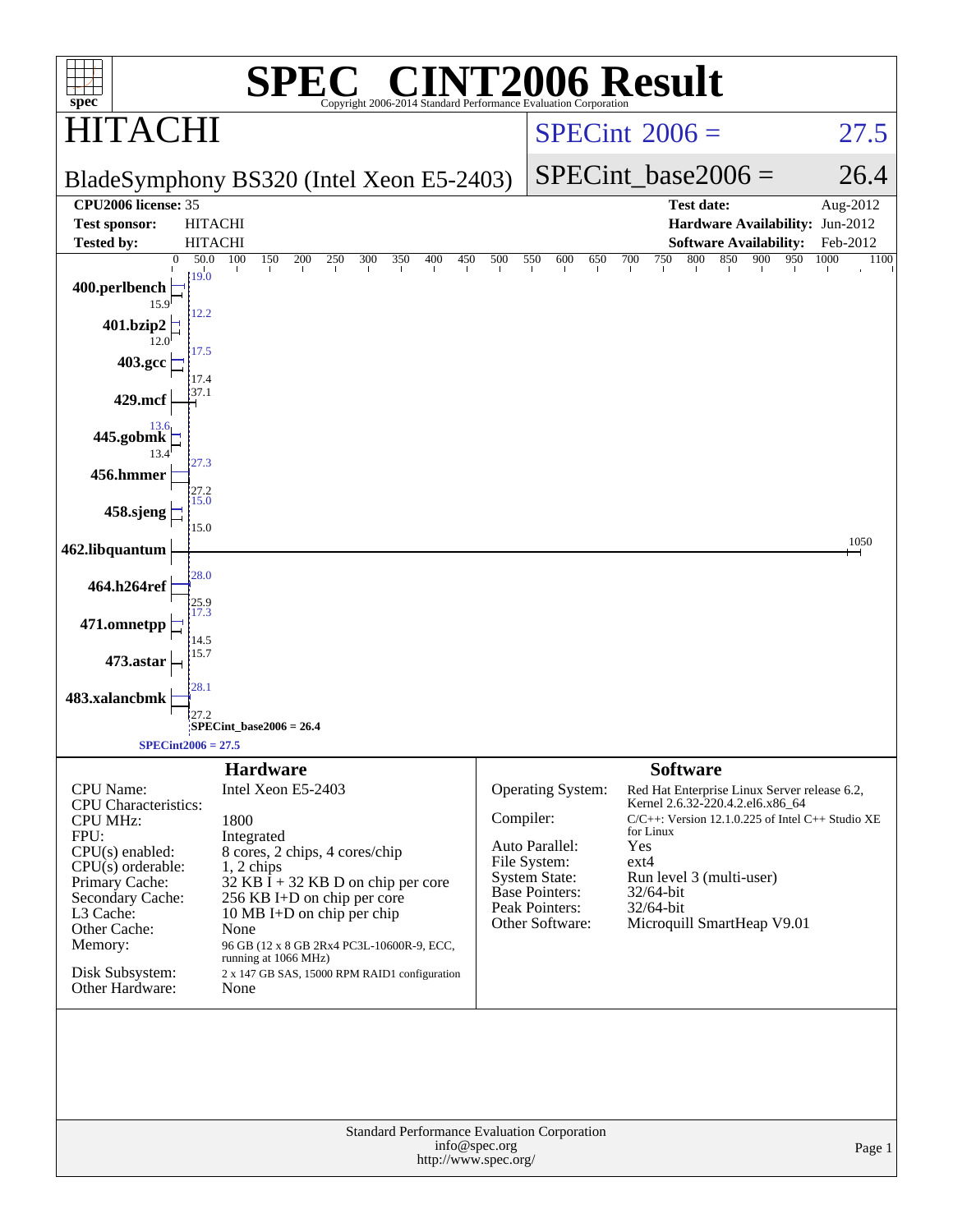# SPEC® CINT2006 Result

Copyright 2006-2014 Standard Performance Evaluation Corporation

## HITACHI

BladeSymphony BS320 (Intel Xeon E5-2403)

SPECint_2006 = 27.5

SPECint_base2006 = 26.4

| | | | |
|---|---|---|---|
| **CPU2006 license:** | 35 | **Test date:** | Aug-2012 |
| **Test sponsor:** | HITACHI | **Hardware Availability:** | Jun-2012 |
| **Tested by:** | HITACHI | **Software Availability:** | Feb-2012 |

| Benchmark | Peak | Base |
|---|---|---|
| 400.perlbench | 19.0 | 15.9 |
| 401.bzip2 | 12.2 | 12.0 |
| 403.gcc | 17.5 | 17.4 |
| 429.mcf | 37.1 | |
| 445.gobmk | 13.6 | 13.4 |
| 456.hmmer | 27.3 | 27.2 |
| 458.sjeng | 15.0 | 15.0 |
| 462.libquantum | 1050 | |
| 464.h264ref | 28.0 | 25.9 |
| 471.omnetpp | 17.3 | 14.5 |
| 473.astar | 15.7 | |
| 483.xalancbmk | 28.1 | 27.2 |

SPECint_base2006 = 26.4

SPECint2006 = 27.5

### Hardware

| | |
|---|---|
| CPU Name: | Intel Xeon E5-2403 |
| CPU Characteristics: | |
| CPU MHz: | 1800 |
| FPU: | Integrated |
| CPU(s) enabled: | 8 cores, 2 chips, 4 cores/chip |
| CPU(s) orderable: | 1, 2 chips |
| Primary Cache: | 32 KB I + 32 KB D on chip per core |
| Secondary Cache: | 256 KB I+D on chip per core |
| L3 Cache: | 10 MB I+D on chip per chip |
| Other Cache: | None |
| Memory: | 96 GB (12 x 8 GB 2Rx4 PC3L-10600R-9, ECC, running at 1066 MHz) |
| Disk Subsystem: | 2 x 147 GB SAS, 15000 RPM RAID1 configuration |
| Other Hardware: | None |

### Software

| | |
|---|---|
| Operating System: | Red Hat Enterprise Linux Server release 6.2, Kernel 2.6.32-220.4.2.el6.x86_64 |
| Compiler: | C/C++: Version 12.1.0.225 of Intel C++ Studio XE for Linux |
| Auto Parallel: | Yes |
| File System: | ext4 |
| System State: | Run level 3 (multi-user) |
| Base Pointers: | 32/64-bit |
| Peak Pointers: | 32/64-bit |
| Other Software: | Microquill SmartHeap V9.01 |

Standard Performance Evaluation Corporation
info@spec.org
http://www.spec.org/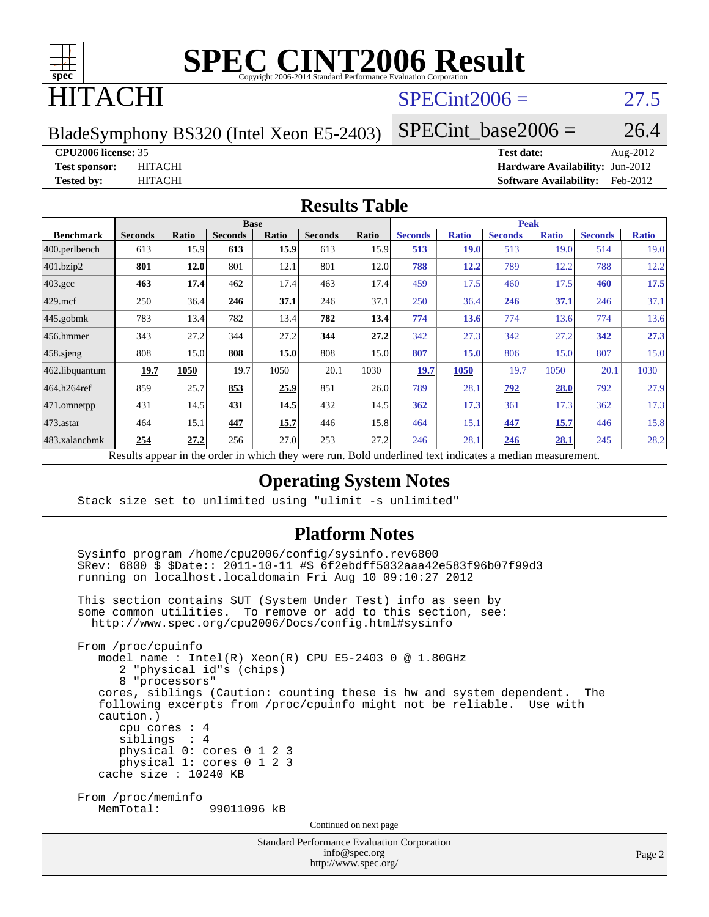# SPEC CINT2006 Result

Copyright 2006-2014 Standard Performance Evaluation Corporation

# HITACHI

BladeSymphony BS320 (Intel Xeon E5-2403)

SPECint2006 = 27.5

SPECint_base2006 = 26.4

**CPU2006 license:** 35
**Test sponsor:** HITACHI
**Tested by:** HITACHI

**Test date:** Aug-2012
**Hardware Availability:** Jun-2012
**Software Availability:** Feb-2012

## Results Table

| Benchmark | Base | | | | | | Peak | | | | | |
|---|---|---|---|---|---|---|---|---|---|---|---|---|
| | Seconds | Ratio | Seconds | Ratio | Seconds | Ratio | Seconds | Ratio | Seconds | Ratio | Seconds | Ratio |
| 400.perlbench | 613 | 15.9 | **613** | **15.9** | 613 | 15.9 | **513** | **19.0** | 513 | 19.0 | 514 | 19.0 |
| 401.bzip2 | **801** | **12.0** | 801 | 12.1 | 801 | 12.0 | **788** | **12.2** | 789 | 12.2 | 788 | 12.2 |
| 403.gcc | **463** | **17.4** | 462 | 17.4 | 463 | 17.4 | 459 | 17.5 | 460 | 17.5 | **460** | **17.5** |
| 429.mcf | 250 | 36.4 | **246** | **37.1** | 246 | 37.1 | 250 | 36.4 | **246** | **37.1** | 246 | 37.1 |
| 445.gobmk | 783 | 13.4 | 782 | 13.4 | **782** | **13.4** | **774** | **13.6** | 774 | 13.6 | 774 | 13.6 |
| 456.hmmer | 343 | 27.2 | 344 | 27.2 | **344** | **27.2** | 342 | 27.3 | 342 | 27.2 | **342** | **27.3** |
| 458.sjeng | 808 | 15.0 | **808** | **15.0** | 808 | 15.0 | **807** | **15.0** | 806 | 15.0 | 807 | 15.0 |
| 462.libquantum | **19.7** | **1050** | 19.7 | 1050 | 20.1 | 1030 | **19.7** | **1050** | 19.7 | 1050 | 20.1 | 1030 |
| 464.h264ref | 859 | 25.7 | **853** | **25.9** | 851 | 26.0 | 789 | 28.1 | **792** | **28.0** | 792 | 27.9 |
| 471.omnetpp | 431 | 14.5 | **431** | **14.5** | 432 | 14.5 | **362** | **17.3** | 361 | 17.3 | 362 | 17.3 |
| 473.astar | 464 | 15.1 | **447** | **15.7** | 446 | 15.8 | 464 | 15.1 | **447** | **15.7** | 446 | 15.8 |
| 483.xalancbmk | **254** | **27.2** | 256 | 27.0 | 253 | 27.2 | 246 | 28.1 | **246** | **28.1** | 245 | 28.2 |

Results appear in the order in which they were run. Bold underlined text indicates a median measurement.

## Operating System Notes

```
Stack size set to unlimited using "ulimit -s unlimited"
```

## Platform Notes

```
Sysinfo program /home/cpu2006/config/sysinfo.rev6800
$Rev: 6800 $ $Date:: 2011-10-11 #$ 6f2ebdff5032aaa42e583f96b07f99d3
running on localhost.localdomain Fri Aug 10 09:10:27 2012

This section contains SUT (System Under Test) info as seen by
some common utilities.  To remove or add to this section, see:
  http://www.spec.org/cpu2006/Docs/config.html#sysinfo

From /proc/cpuinfo
   model name : Intel(R) Xeon(R) CPU E5-2403 0 @ 1.80GHz
      2 "physical id"s (chips)
      8 "processors"
   cores, siblings (Caution: counting these is hw and system dependent.  The
   following excerpts from /proc/cpuinfo might not be reliable.  Use with
   caution.)
      cpu cores : 4
      siblings  : 4
      physical 0: cores 0 1 2 3
      physical 1: cores 0 1 2 3
   cache size : 10240 KB

From /proc/meminfo
   MemTotal:       99011096 kB
```

Continued on next page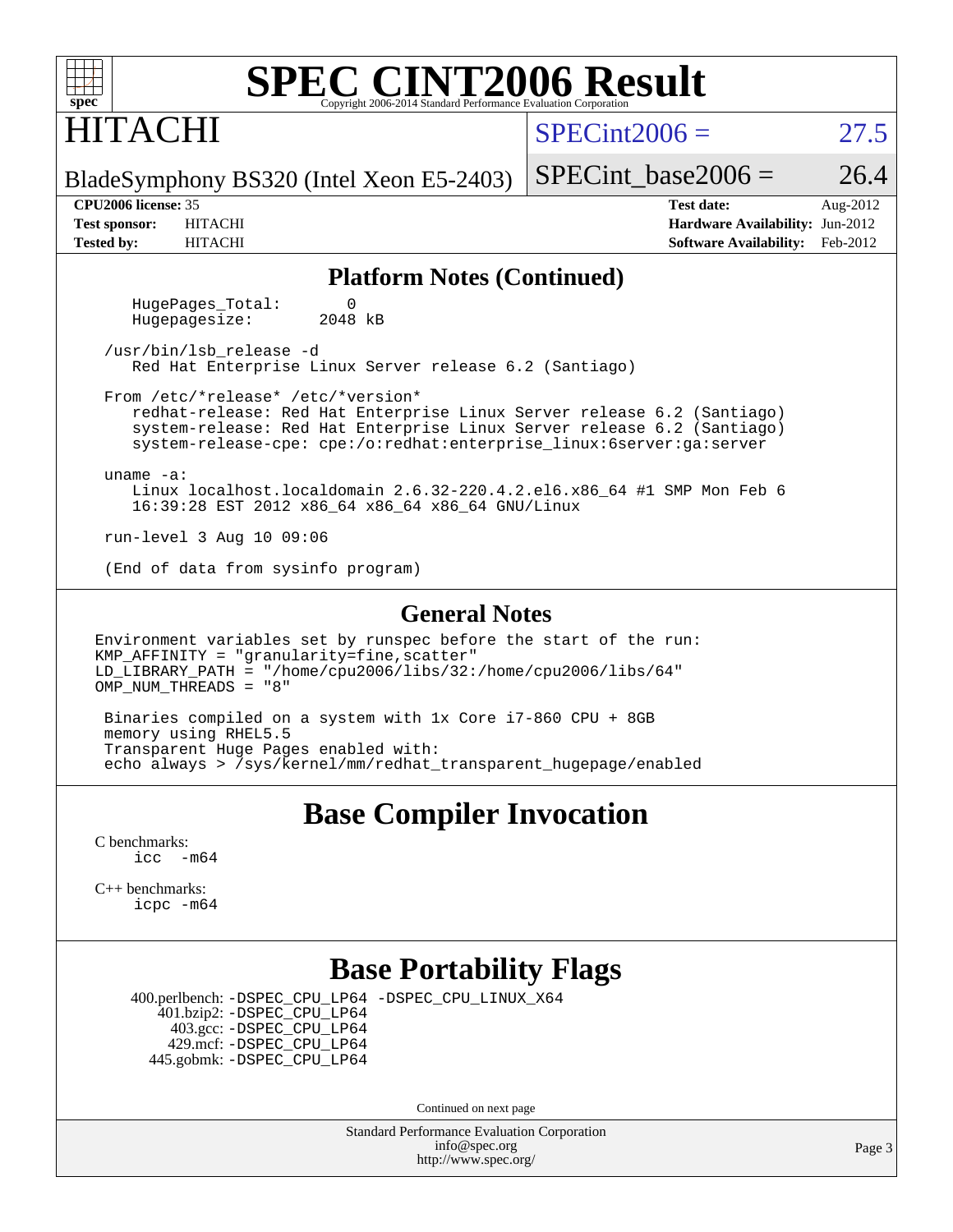# SPEC CINT2006 Result

Copyright 2006-2014 Standard Performance Evaluation Corporation

HITACHI

BladeSymphony BS320 (Intel Xeon E5-2403)

SPECint2006 = 27.5

SPECint_base2006 = 26.4

**CPU2006 license:** 35
**Test sponsor:** HITACHI
**Tested by:** HITACHI

**Test date:** Aug-2012
**Hardware Availability:** Jun-2012
**Software Availability:** Feb-2012

## Platform Notes (Continued)

```
    HugePages_Total:       0
    Hugepagesize:       2048 kB

 /usr/bin/lsb_release -d
    Red Hat Enterprise Linux Server release 6.2 (Santiago)

 From /etc/*release* /etc/*version*
    redhat-release: Red Hat Enterprise Linux Server release 6.2 (Santiago)
    system-release: Red Hat Enterprise Linux Server release 6.2 (Santiago)
    system-release-cpe: cpe:/o:redhat:enterprise_linux:6server:ga:server

 uname -a:
    Linux localhost.localdomain 2.6.32-220.4.2.el6.x86_64 #1 SMP Mon Feb 6
    16:39:28 EST 2012 x86_64 x86_64 x86_64 GNU/Linux

 run-level 3 Aug 10 09:06

 (End of data from sysinfo program)
```

## General Notes

```
Environment variables set by runspec before the start of the run:
KMP_AFFINITY = "granularity=fine,scatter"
LD_LIBRARY_PATH = "/home/cpu2006/libs/32:/home/cpu2006/libs/64"
OMP_NUM_THREADS = "8"

 Binaries compiled on a system with 1x Core i7-860 CPU + 8GB
 memory using RHEL5.5
 Transparent Huge Pages enabled with:
 echo always > /sys/kernel/mm/redhat_transparent_hugepage/enabled
```

## Base Compiler Invocation

C benchmarks:
    icc -m64

C++ benchmarks:
    icpc -m64

## Base Portability Flags

400.perlbench: -DSPEC_CPU_LP64 -DSPEC_CPU_LINUX_X64
401.bzip2: -DSPEC_CPU_LP64
403.gcc: -DSPEC_CPU_LP64
429.mcf: -DSPEC_CPU_LP64
445.gobmk: -DSPEC_CPU_LP64

Continued on next page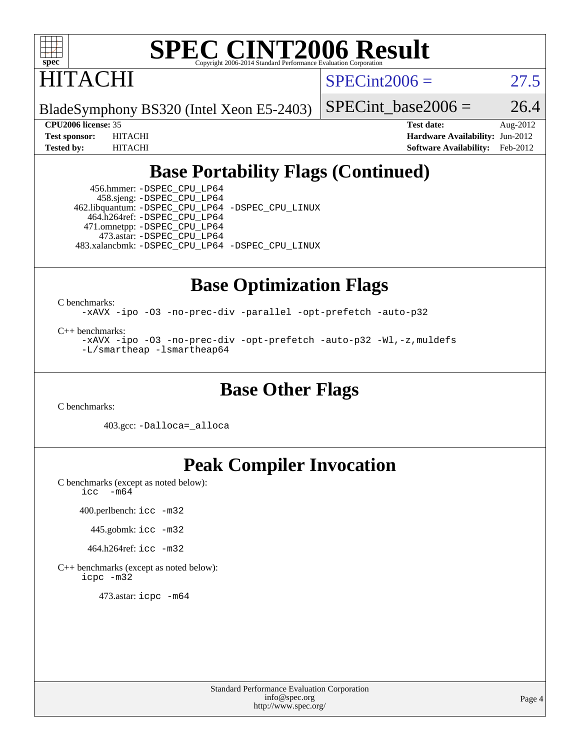# HITACHI

BladeSymphony BS320 (Intel Xeon E5-2403)

SPECint2006 = 27.5

SPECint_base2006 = 26.4

**CPU2006 license:** 35
**Test sponsor:** HITACHI
**Tested by:** HITACHI

**Test date:** Aug-2012
**Hardware Availability:** Jun-2012
**Software Availability:** Feb-2012

## Base Portability Flags (Continued)

456.hmmer: `-DSPEC_CPU_LP64`
458.sjeng: `-DSPEC_CPU_LP64`
462.libquantum: `-DSPEC_CPU_LP64 -DSPEC_CPU_LINUX`
464.h264ref: `-DSPEC_CPU_LP64`
471.omnetpp: `-DSPEC_CPU_LP64`
473.astar: `-DSPEC_CPU_LP64`
483.xalancbmk: `-DSPEC_CPU_LP64 -DSPEC_CPU_LINUX`

## Base Optimization Flags

C benchmarks:
`-xAVX -ipo -O3 -no-prec-div -parallel -opt-prefetch -auto-p32`

C++ benchmarks:
`-xAVX -ipo -O3 -no-prec-div -opt-prefetch -auto-p32 -Wl,-z,muldefs -L/smartheap -lsmartheap64`

## Base Other Flags

C benchmarks:

403.gcc: `-Dalloca=_alloca`

## Peak Compiler Invocation

C benchmarks (except as noted below):
`icc -m64`

400.perlbench: `icc -m32`

445.gobmk: `icc -m32`

464.h264ref: `icc -m32`

C++ benchmarks (except as noted below):
`icpc -m32`

473.astar: `icpc -m64`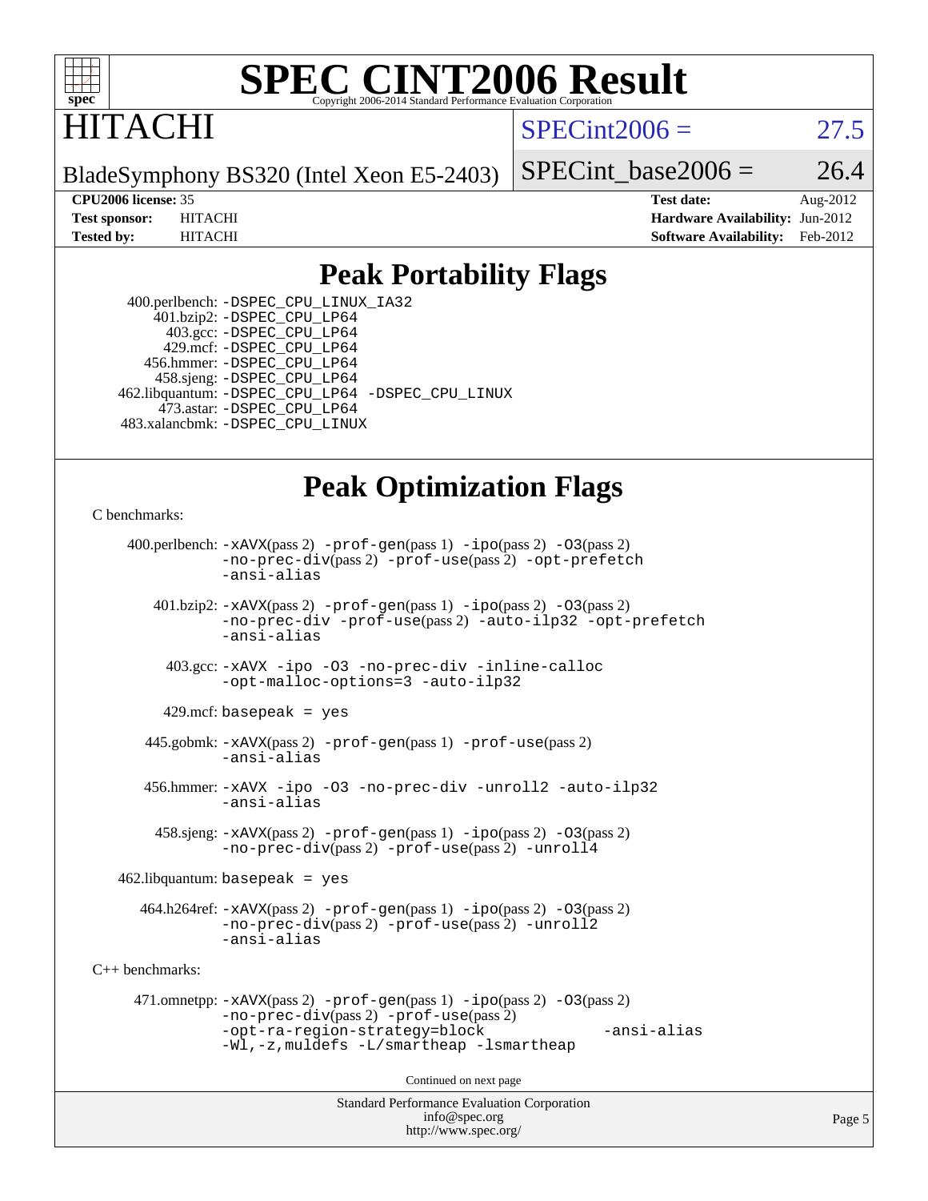# SPEC CINT2006 Result

Copyright 2006-2014 Standard Performance Evaluation Corporation

# HITACHI

BladeSymphony BS320 (Intel Xeon E5-2403)

SPECint2006 = 27.5

SPECint_base2006 = 26.4

**CPU2006 license:** 35
**Test sponsor:** HITACHI
**Tested by:** HITACHI

**Test date:** Aug-2012
**Hardware Availability:** Jun-2012
**Software Availability:** Feb-2012

## Peak Portability Flags

400.perlbench: -DSPEC_CPU_LINUX_IA32
401.bzip2: -DSPEC_CPU_LP64
403.gcc: -DSPEC_CPU_LP64
429.mcf: -DSPEC_CPU_LP64
456.hmmer: -DSPEC_CPU_LP64
458.sjeng: -DSPEC_CPU_LP64
462.libquantum: -DSPEC_CPU_LP64 -DSPEC_CPU_LINUX
473.astar: -DSPEC_CPU_LP64
483.xalancbmk: -DSPEC_CPU_LINUX

## Peak Optimization Flags

C benchmarks:

400.perlbench: -xAVX(pass 2) -prof-gen(pass 1) -ipo(pass 2) -O3(pass 2) -no-prec-div(pass 2) -prof-use(pass 2) -opt-prefetch -ansi-alias

401.bzip2: -xAVX(pass 2) -prof-gen(pass 1) -ipo(pass 2) -O3(pass 2) -no-prec-div -prof-use(pass 2) -auto-ilp32 -opt-prefetch -ansi-alias

403.gcc: -xAVX -ipo -O3 -no-prec-div -inline-calloc -opt-malloc-options=3 -auto-ilp32

429.mcf: basepeak = yes

445.gobmk: -xAVX(pass 2) -prof-gen(pass 1) -prof-use(pass 2) -ansi-alias

456.hmmer: -xAVX -ipo -O3 -no-prec-div -unroll2 -auto-ilp32 -ansi-alias

458.sjeng: -xAVX(pass 2) -prof-gen(pass 1) -ipo(pass 2) -O3(pass 2) -no-prec-div(pass 2) -prof-use(pass 2) -unroll4

462.libquantum: basepeak = yes

464.h264ref: -xAVX(pass 2) -prof-gen(pass 1) -ipo(pass 2) -O3(pass 2) -no-prec-div(pass 2) -prof-use(pass 2) -unroll2 -ansi-alias

C++ benchmarks:

471.omnetpp: -xAVX(pass 2) -prof-gen(pass 1) -ipo(pass 2) -O3(pass 2) -no-prec-div(pass 2) -prof-use(pass 2) -opt-ra-region-strategy=block -ansi-alias -Wl,-z,muldefs -L/smartheap -lsmartheap

Continued on next page

Standard Performance Evaluation Corporation
info@spec.org
http://www.spec.org/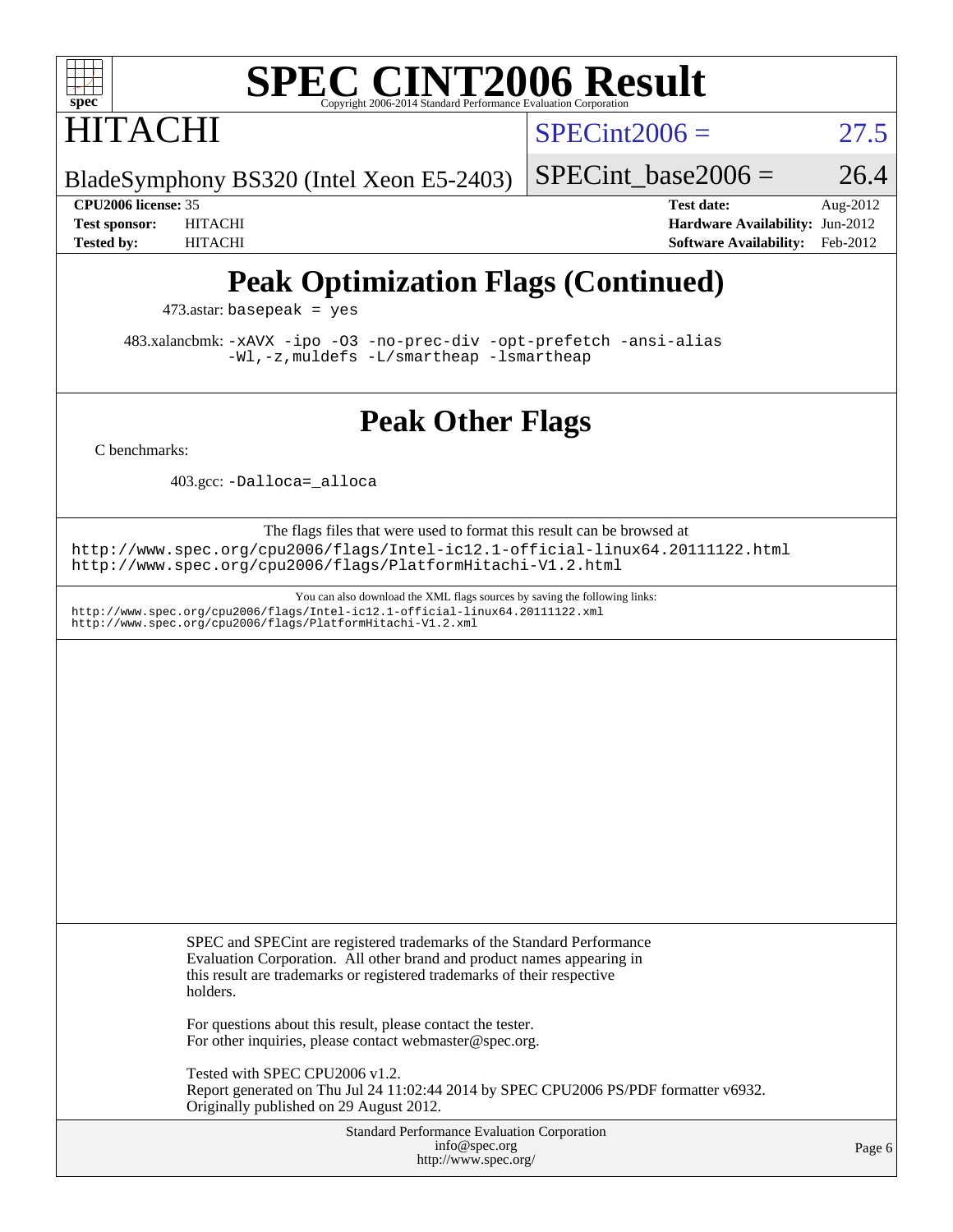# Peak Optimization Flags (Continued)

473.astar: basepeak = yes

483.xalancbmk: -xAVX -ipo -O3 -no-prec-div -opt-prefetch -ansi-alias -Wl,-z,muldefs -L/smartheap -lsmartheap

# Peak Other Flags

C benchmarks:

403.gcc: -Dalloca=_alloca

The flags files that were used to format this result can be browsed at
http://www.spec.org/cpu2006/flags/Intel-ic12.1-official-linux64.20111122.html
http://www.spec.org/cpu2006/flags/PlatformHitachi-V1.2.html

You can also download the XML flags sources by saving the following links:
http://www.spec.org/cpu2006/flags/Intel-ic12.1-official-linux64.20111122.xml
http://www.spec.org/cpu2006/flags/PlatformHitachi-V1.2.xml

SPEC and SPECint are registered trademarks of the Standard Performance Evaluation Corporation. All other brand and product names appearing in this result are trademarks or registered trademarks of their respective holders.

For questions about this result, please contact the tester.
For other inquiries, please contact webmaster@spec.org.

Tested with SPEC CPU2006 v1.2.
Report generated on Thu Jul 24 11:02:44 2014 by SPEC CPU2006 PS/PDF formatter v6932.
Originally published on 29 August 2012.